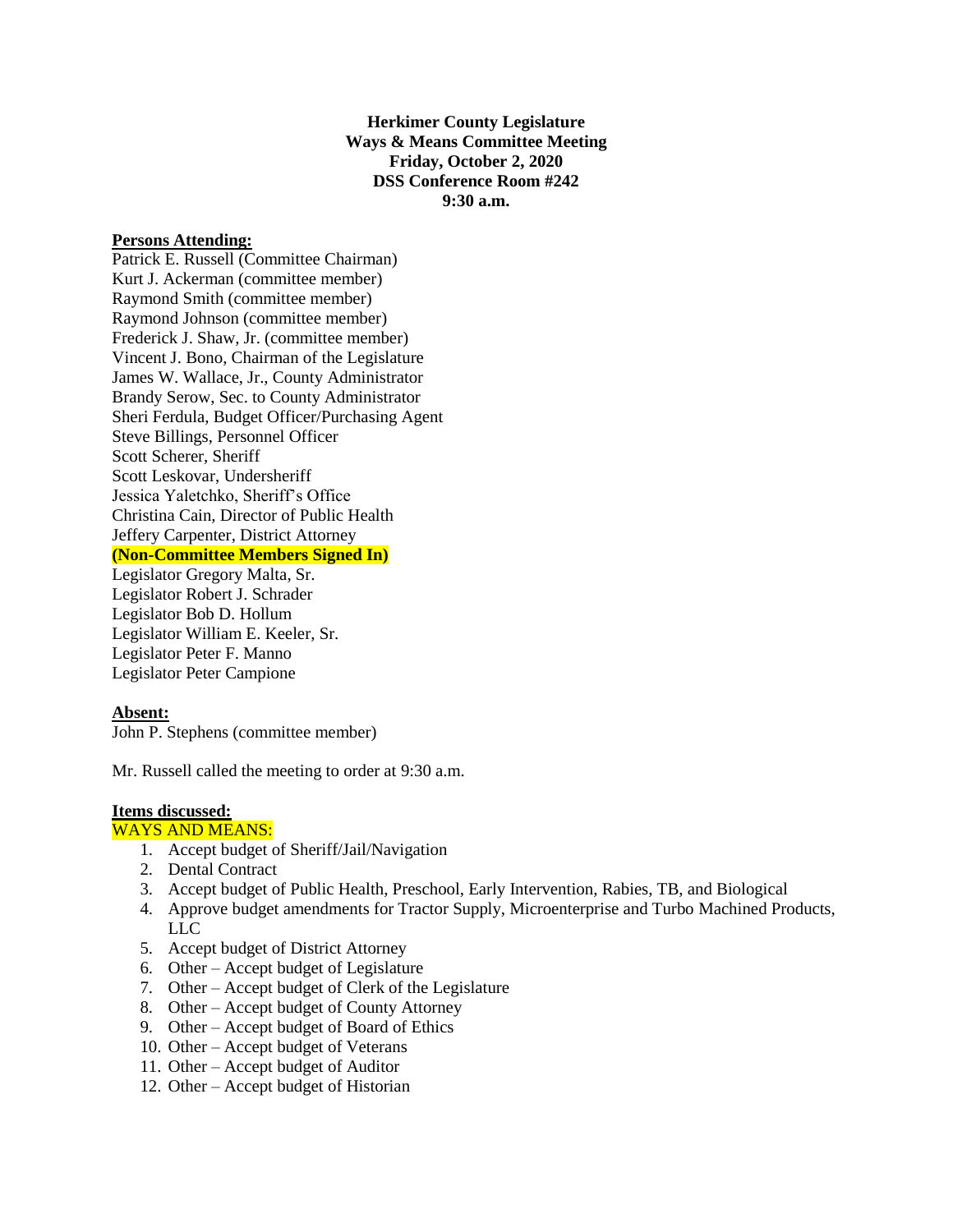**Herkimer County Legislature**
**Ways & Means Committee Meeting**
**Friday, October 2, 2020**
**DSS Conference Room #242**
**9:30 a.m.**

**Persons Attending:**

Patrick E. Russell (Committee Chairman)
Kurt J. Ackerman (committee member)
Raymond Smith (committee member)
Raymond Johnson (committee member)
Frederick J. Shaw, Jr. (committee member)
Vincent J. Bono, Chairman of the Legislature
James W. Wallace, Jr., County Administrator
Brandy Serow, Sec. to County Administrator
Sheri Ferdula, Budget Officer/Purchasing Agent
Steve Billings, Personnel Officer
Scott Scherer, Sheriff
Scott Leskovar, Undersheriff
Jessica Yaletchko, Sheriff's Office
Christina Cain, Director of Public Health
Jeffery Carpenter, District Attorney
**(Non-Committee Members Signed In)**
Legislator Gregory Malta, Sr.
Legislator Robert J. Schrader
Legislator Bob D. Hollum
Legislator William E. Keeler, Sr.
Legislator Peter F. Manno
Legislator Peter Campione

**Absent:**

John P. Stephens (committee member)

Mr. Russell called the meeting to order at 9:30 a.m.

**Items discussed:**

WAYS AND MEANS:

1. Accept budget of Sheriff/Jail/Navigation
2. Dental Contract
3. Accept budget of Public Health, Preschool, Early Intervention, Rabies, TB, and Biological
4. Approve budget amendments for Tractor Supply, Microenterprise and Turbo Machined Products, LLC
5. Accept budget of District Attorney
6. Other – Accept budget of Legislature
7. Other – Accept budget of Clerk of the Legislature
8. Other – Accept budget of County Attorney
9. Other – Accept budget of Board of Ethics
10. Other – Accept budget of Veterans
11. Other – Accept budget of Auditor
12. Other – Accept budget of Historian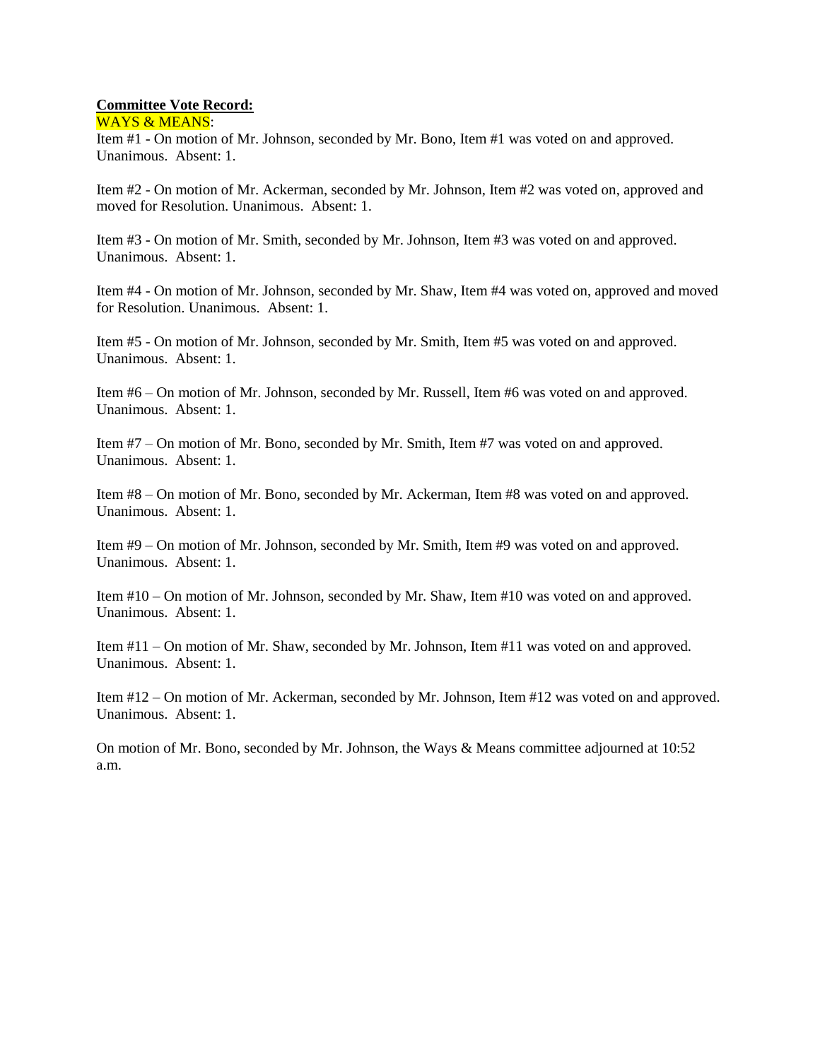**Committee Vote Record:**

WAYS & MEANS:

Item #1 - On motion of Mr. Johnson, seconded by Mr. Bono, Item #1 was voted on and approved. Unanimous. Absent: 1.

Item #2 - On motion of Mr. Ackerman, seconded by Mr. Johnson, Item #2 was voted on, approved and moved for Resolution. Unanimous. Absent: 1.

Item #3 - On motion of Mr. Smith, seconded by Mr. Johnson, Item #3 was voted on and approved. Unanimous. Absent: 1.

Item #4 - On motion of Mr. Johnson, seconded by Mr. Shaw, Item #4 was voted on, approved and moved for Resolution. Unanimous. Absent: 1.

Item #5 - On motion of Mr. Johnson, seconded by Mr. Smith, Item #5 was voted on and approved. Unanimous. Absent: 1.

Item #6 – On motion of Mr. Johnson, seconded by Mr. Russell, Item #6 was voted on and approved. Unanimous. Absent: 1.

Item #7 – On motion of Mr. Bono, seconded by Mr. Smith, Item #7 was voted on and approved. Unanimous. Absent: 1.

Item #8 – On motion of Mr. Bono, seconded by Mr. Ackerman, Item #8 was voted on and approved. Unanimous. Absent: 1.

Item #9 – On motion of Mr. Johnson, seconded by Mr. Smith, Item #9 was voted on and approved. Unanimous. Absent: 1.

Item #10 – On motion of Mr. Johnson, seconded by Mr. Shaw, Item #10 was voted on and approved. Unanimous. Absent: 1.

Item #11 – On motion of Mr. Shaw, seconded by Mr. Johnson, Item #11 was voted on and approved. Unanimous. Absent: 1.

Item #12 – On motion of Mr. Ackerman, seconded by Mr. Johnson, Item #12 was voted on and approved. Unanimous. Absent: 1.

On motion of Mr. Bono, seconded by Mr. Johnson, the Ways & Means committee adjourned at 10:52 a.m.